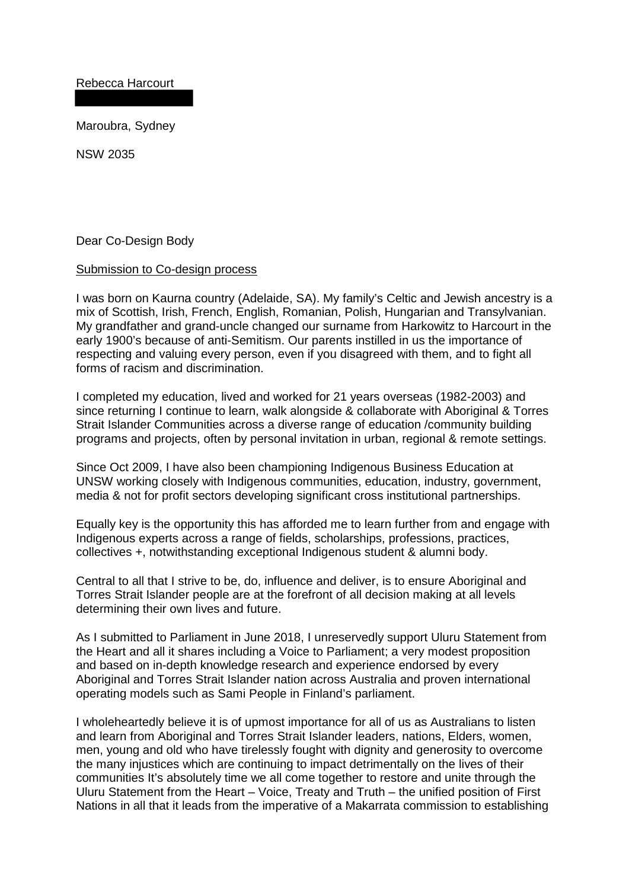Rebecca Harcourt

Maroubra, Sydney

NSW 2035

Dear Co-Design Body

Submission to Co-design process

I was born on Kaurna country (Adelaide, SA). My family's Celtic and Jewish ancestry is a mix of Scottish, Irish, French, English, Romanian, Polish, Hungarian and Transylvanian. My grandfather and grand-uncle changed our surname from Harkowitz to Harcourt in the early 1900's because of anti-Semitism. Our parents instilled in us the importance of respecting and valuing every person, even if you disagreed with them, and to fight all forms of racism and discrimination.

I completed my education, lived and worked for 21 years overseas (1982-2003) and since returning I continue to learn, walk alongside & collaborate with Aboriginal & Torres Strait Islander Communities across a diverse range of education /community building programs and projects, often by personal invitation in urban, regional & remote settings.

Since Oct 2009, I have also been championing Indigenous Business Education at UNSW working closely with Indigenous communities, education, industry, government, media & not for profit sectors developing significant cross institutional partnerships.

Equally key is the opportunity this has afforded me to learn further from and engage with Indigenous experts across a range of fields, scholarships, professions, practices, collectives +, notwithstanding exceptional Indigenous student & alumni body.

Central to all that I strive to be, do, influence and deliver, is to ensure Aboriginal and Torres Strait Islander people are at the forefront of all decision making at all levels determining their own lives and future.

As I submitted to Parliament in June 2018, I unreservedly support Uluru Statement from the Heart and all it shares including a Voice to Parliament; a very modest proposition and based on in-depth knowledge research and experience endorsed by every Aboriginal and Torres Strait Islander nation across Australia and proven international operating models such as Sami People in Finland's parliament.

I wholeheartedly believe it is of upmost importance for all of us as Australians to listen and learn from Aboriginal and Torres Strait Islander leaders, nations, Elders, women, men, young and old who have tirelessly fought with dignity and generosity to overcome the many injustices which are continuing to impact detrimentally on the lives of their communities It's absolutely time we all come together to restore and unite through the Uluru Statement from the Heart – Voice, Treaty and Truth – the unified position of First Nations in all that it leads from the imperative of a Makarrata commission to establishing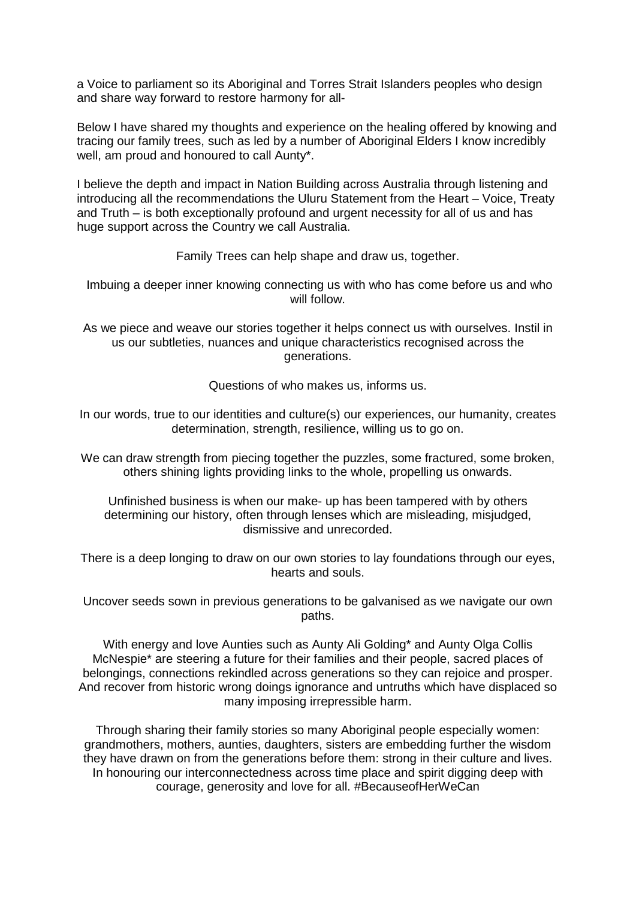a Voice to parliament so its Aboriginal and Torres Strait Islanders peoples who design and share way forward to restore harmony for all-

Below I have shared my thoughts and experience on the healing offered by knowing and tracing our family trees, such as led by a number of Aboriginal Elders I know incredibly well, am proud and honoured to call Aunty*.

I believe the depth and impact in Nation Building across Australia through listening and introducing all the recommendations the Uluru Statement from the Heart – Voice, Treaty and Truth – is both exceptionally profound and urgent necessity for all of us and has huge support across the Country we call Australia.

Family Trees can help shape and draw us, together.

Imbuing a deeper inner knowing connecting us with who has come before us and who will follow.

As we piece and weave our stories together it helps connect us with ourselves. Instil in us our subtleties, nuances and unique characteristics recognised across the generations.

Questions of who makes us, informs us.

In our words, true to our identities and culture(s) our experiences, our humanity, creates determination, strength, resilience, willing us to go on.

We can draw strength from piecing together the puzzles, some fractured, some broken, others shining lights providing links to the whole, propelling us onwards.

Unfinished business is when our make- up has been tampered with by others determining our history, often through lenses which are misleading, misjudged, dismissive and unrecorded.

There is a deep longing to draw on our own stories to lay foundations through our eyes, hearts and souls.

Uncover seeds sown in previous generations to be galvanised as we navigate our own paths.

With energy and love Aunties such as Aunty Ali Golding* and Aunty Olga Collis McNespie* are steering a future for their families and their people, sacred places of belongings, connections rekindled across generations so they can rejoice and prosper. And recover from historic wrong doings ignorance and untruths which have displaced so many imposing irrepressible harm.

Through sharing their family stories so many Aboriginal people especially women: grandmothers, mothers, aunties, daughters, sisters are embedding further the wisdom they have drawn on from the generations before them: strong in their culture and lives. In honouring our interconnectedness across time place and spirit digging deep with courage, generosity and love for all. #BecauseofHerWeCan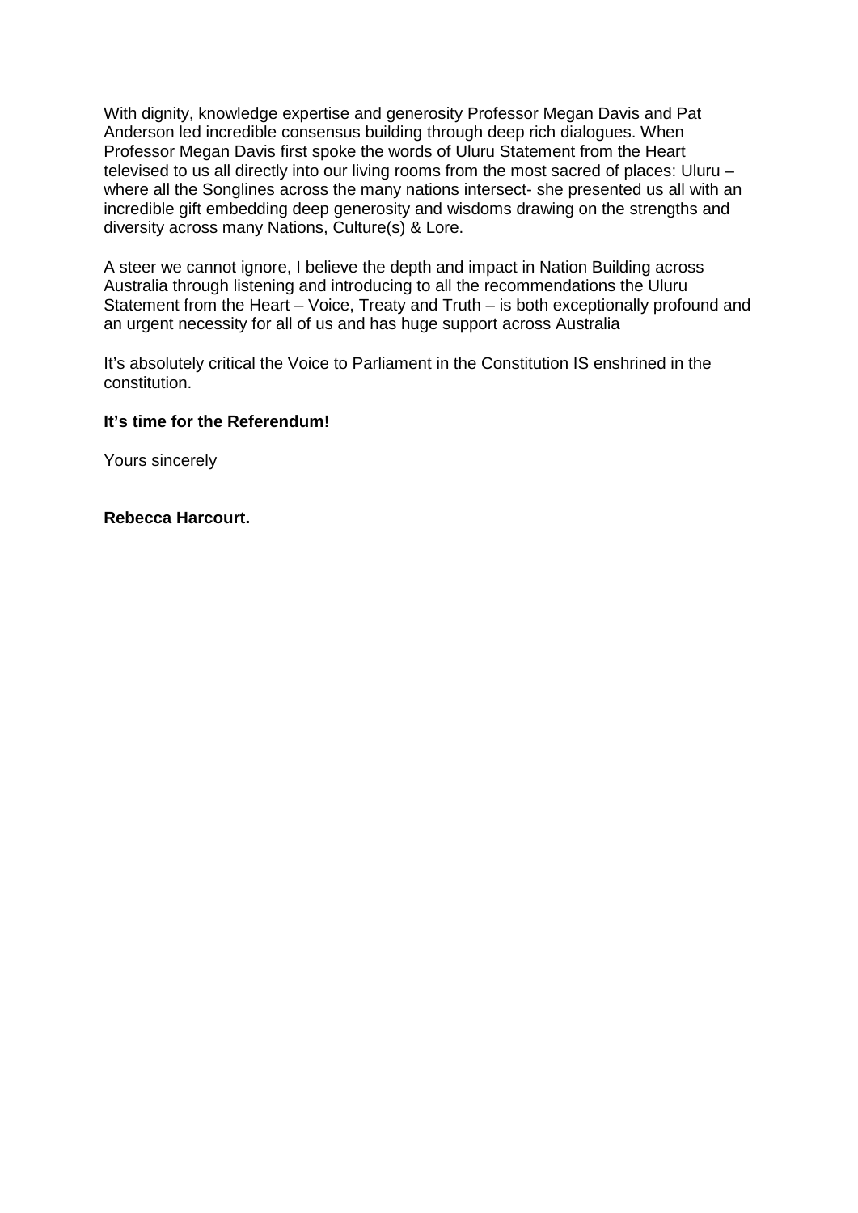With dignity, knowledge expertise and generosity Professor Megan Davis and Pat Anderson led incredible consensus building through deep rich dialogues. When Professor Megan Davis first spoke the words of Uluru Statement from the Heart televised to us all directly into our living rooms from the most sacred of places: Uluru – where all the Songlines across the many nations intersect- she presented us all with an incredible gift embedding deep generosity and wisdoms drawing on the strengths and diversity across many Nations, Culture(s) & Lore.

A steer we cannot ignore, I believe the depth and impact in Nation Building across Australia through listening and introducing to all the recommendations the Uluru Statement from the Heart – Voice, Treaty and Truth – is both exceptionally profound and an urgent necessity for all of us and has huge support across Australia

It's absolutely critical the Voice to Parliament in the Constitution IS enshrined in the constitution.

**It's time for the Referendum!**

Yours sincerely

**Rebecca Harcourt.**